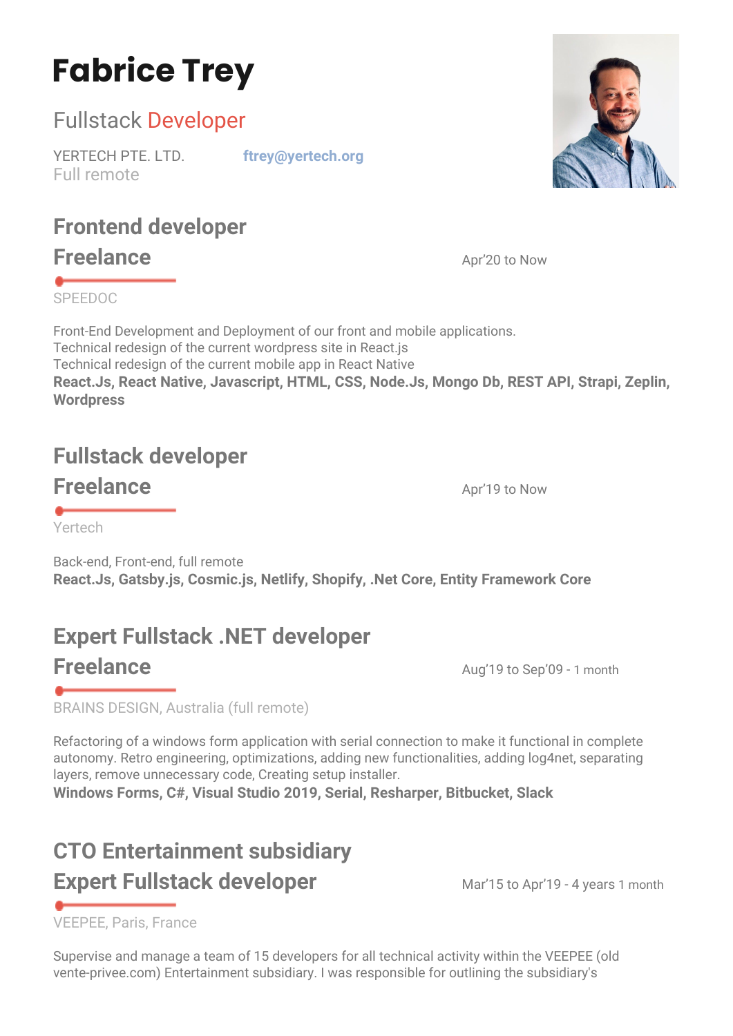# Fabrice Trey

Fullstack Developer

YERTECH PTE. LTD.  
Full remote

ftrey@yertech.org

## Frontend developer
## Freelance

Apr'20 to Now

SPEEDOC

Front-End Development and Deployment of our front and mobile applications.  
Technical redesign of the current wordpress site in React.js  
Technical redesign of the current mobile app in React Native  
**React.Js, React Native, Javascript, HTML, CSS, Node.Js, Mongo Db, REST API, Strapi, Zeplin, Wordpress**

## Fullstack developer
## Freelance

Apr'19 to Now

Yertech

Back-end, Front-end, full remote  
**React.Js, Gatsby.js, Cosmic.js, Netlify, Shopify, .Net Core, Entity Framework Core**

## Expert Fullstack .NET developer
## Freelance

Aug'19 to Sep'09 - 1 month

BRAINS DESIGN, Australia (full remote)

Refactoring of a windows form application with serial connection to make it functional in complete autonomy. Retro engineering, optimizations, adding new functionalities, adding log4net, separating layers, remove unnecessary code, Creating setup installer.  
**Windows Forms, C#, Visual Studio 2019, Serial, Resharper, Bitbucket, Slack**

## CTO Entertainment subsidiary
## Expert Fullstack developer

Mar'15 to Apr'19 - 4 years 1 month

VEEPEE, Paris, France

Supervise and manage a team of 15 developers for all technical activity within the VEEPEE (old vente-privee.com) Entertainment subsidiary. I was responsible for outlining the subsidiary's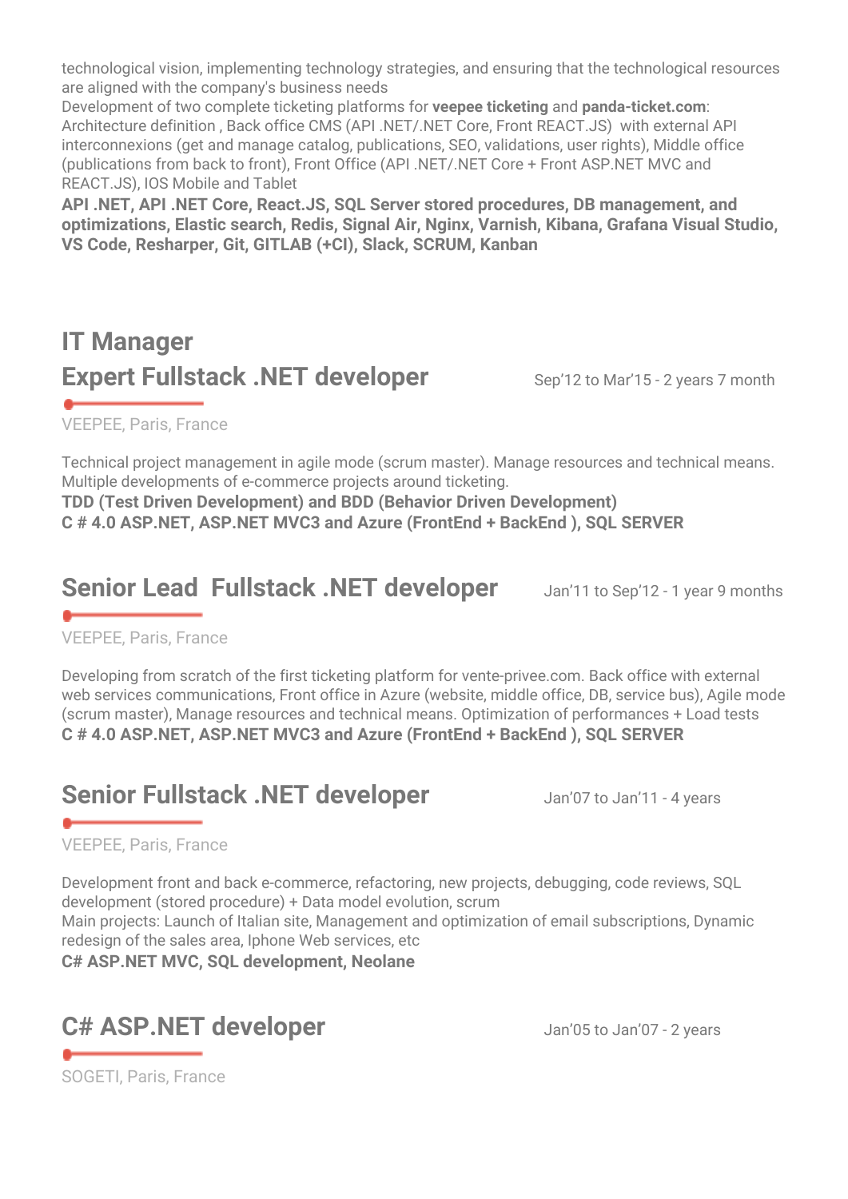technological vision, implementing technology strategies, and ensuring that the technological resources are aligned with the company's business needs

Development of two complete ticketing platforms for **veepee ticketing** and **panda-ticket.com**: Architecture definition , Back office CMS (API .NET/.NET Core, Front REACT.JS) with external API interconnexions (get and manage catalog, publications, SEO, validations, user rights), Middle office (publications from back to front), Front Office (API .NET/.NET Core + Front ASP.NET MVC and REACT.JS), IOS Mobile and Tablet

**API .NET, API .NET Core, React.JS, SQL Server stored procedures, DB management, and optimizations, Elastic search, Redis, Signal Air, Nginx, Varnish, Kibana, Grafana Visual Studio, VS Code, Resharper, Git, GITLAB (+CI), Slack, SCRUM, Kanban**

## IT Manager

## Expert Fullstack .NET developer

Sep'12 to Mar'15 - 2 years 7 month

VEEPEE, Paris, France

Technical project management in agile mode (scrum master). Manage resources and technical means. Multiple developments of e-commerce projects around ticketing.

**TDD (Test Driven Development) and BDD (Behavior Driven Development)**

**C # 4.0 ASP.NET, ASP.NET MVC3 and Azure (FrontEnd + BackEnd ), SQL SERVER**

## Senior Lead Fullstack .NET developer

Jan'11 to Sep'12 - 1 year 9 months

VEEPEE, Paris, France

Developing from scratch of the first ticketing platform for vente-privee.com. Back office with external web services communications, Front office in Azure (website, middle office, DB, service bus), Agile mode (scrum master), Manage resources and technical means. Optimization of performances + Load tests

**C # 4.0 ASP.NET, ASP.NET MVC3 and Azure (FrontEnd + BackEnd ), SQL SERVER**

## Senior Fullstack .NET developer

Jan'07 to Jan'11 - 4 years

VEEPEE, Paris, France

Development front and back e-commerce, refactoring, new projects, debugging, code reviews, SQL development (stored procedure) + Data model evolution, scrum

Main projects: Launch of Italian site, Management and optimization of email subscriptions, Dynamic redesign of the sales area, Iphone Web services, etc

**C# ASP.NET MVC, SQL development, Neolane**

## C# ASP.NET developer

Jan'05 to Jan'07 - 2 years

SOGETI, Paris, France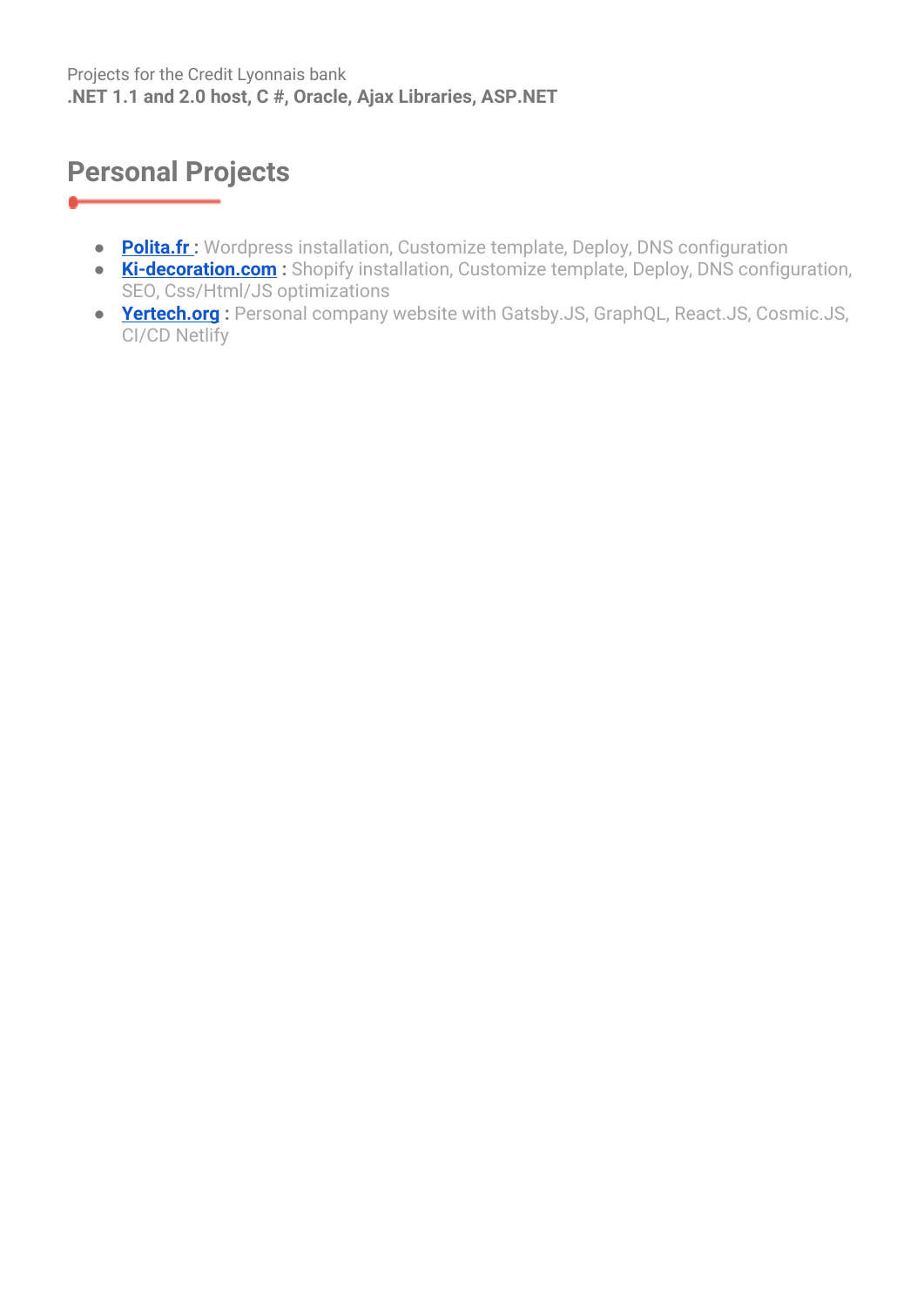Projects for the Credit Lyonnais bank
**.NET 1.1 and 2.0 host, C #, Oracle, Ajax Libraries, ASP.NET**

## Personal Projects

- **Polita.fr :** Wordpress installation, Customize template, Deploy, DNS configuration
- **Ki-decoration.com :** Shopify installation, Customize template, Deploy, DNS configuration, SEO, Css/Html/JS optimizations
- **Yertech.org :** Personal company website with Gatsby.JS, GraphQL, React.JS, Cosmic.JS, CI/CD Netlify